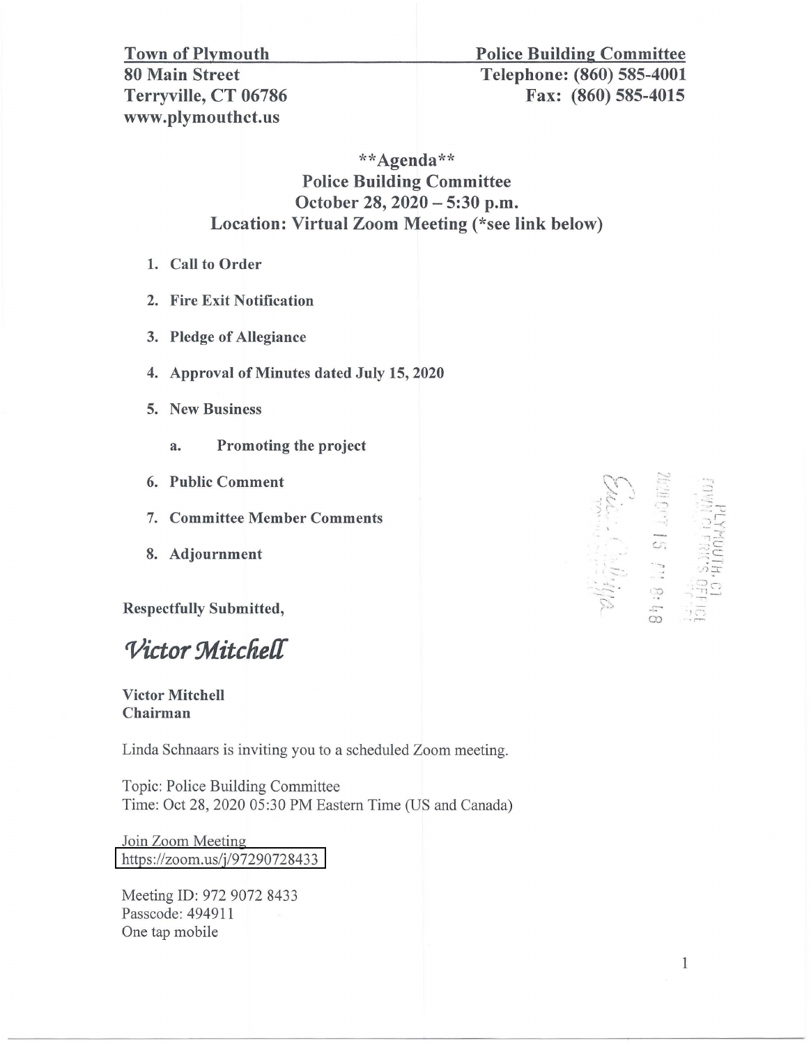**Town of Plymouth**
**80 Main Street**
**Terryville, CT 06786**
**www.plymouthct.us**

**Police Building Committee**
**Telephone: (860) 585-4001**
**Fax: (860) 585-4015**

## \*\*Agenda\*\*
## Police Building Committee
## October 28, 2020 – 5:30 p.m.
## Location: Virtual Zoom Meeting (\*see link below)

1. **Call to Order**
2. **Fire Exit Notification**
3. **Pledge of Allegiance**
4. **Approval of Minutes dated July 15, 2020**
5. **New Business**
   a. **Promoting the project**
6. **Public Comment**
7. **Committee Member Comments**
8. **Adjournment**

**Respectfully Submitted,**

*Victor Mitchell*

**Victor Mitchell**
**Chairman**

Linda Schnaars is inviting you to a scheduled Zoom meeting.

Topic: Police Building Committee
Time: Oct 28, 2020 05:30 PM Eastern Time (US and Canada)

Join Zoom Meeting
https://zoom.us/j/97290728433

Meeting ID: 972 9072 8433
Passcode: 494911
One tap mobile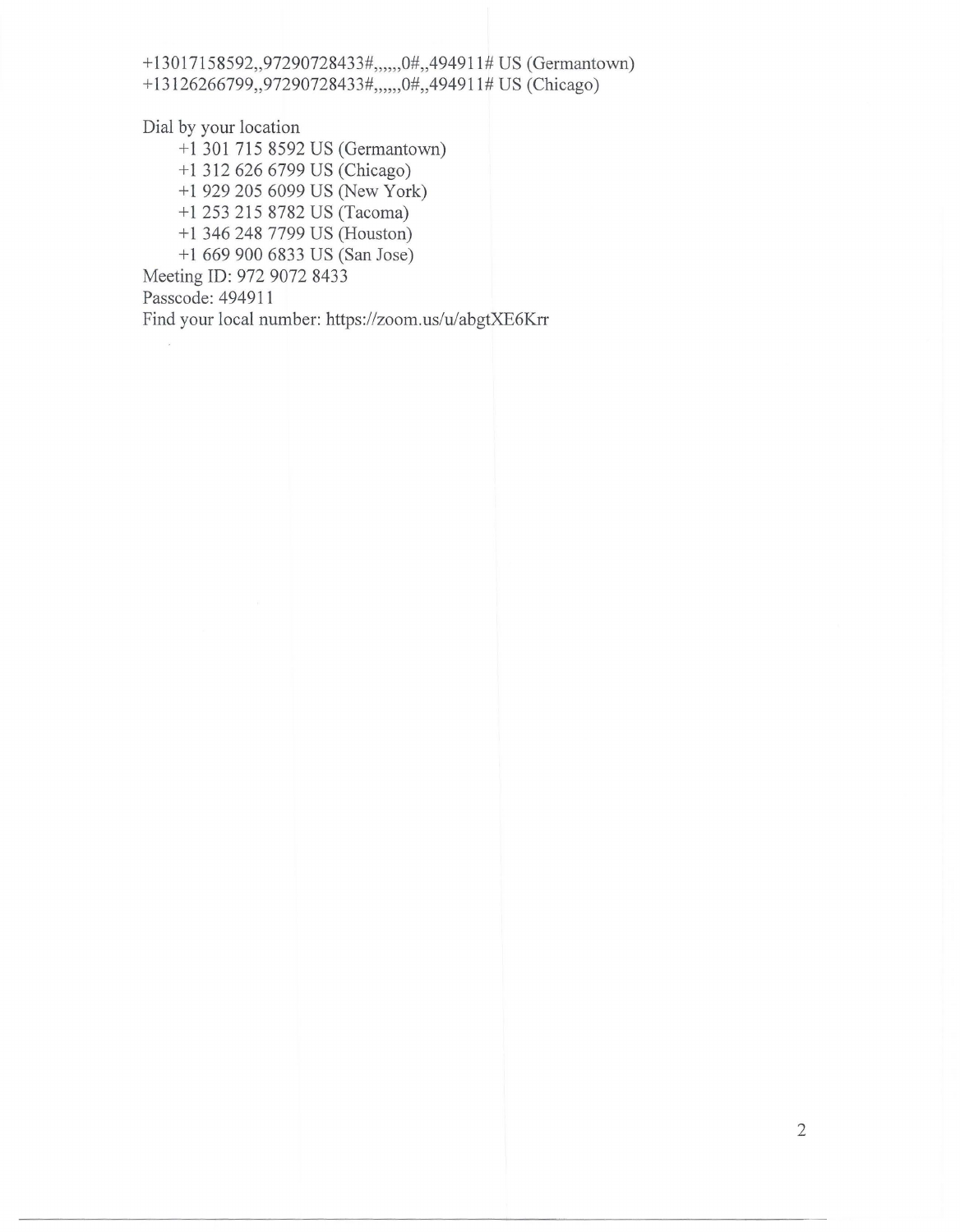+13017158592,,97290728433#,,,,,,0#,,494911# US (Germantown)
+13126266799,,97290728433#,,,,,,0#,,494911# US (Chicago)

Dial by your location
+1 301 715 8592 US (Germantown)
+1 312 626 6799 US (Chicago)
+1 929 205 6099 US (New York)
+1 253 215 8782 US (Tacoma)
+1 346 248 7799 US (Houston)
+1 669 900 6833 US (San Jose)
Meeting ID: 972 9072 8433
Passcode: 494911
Find your local number: https://zoom.us/u/abgtXE6Krr